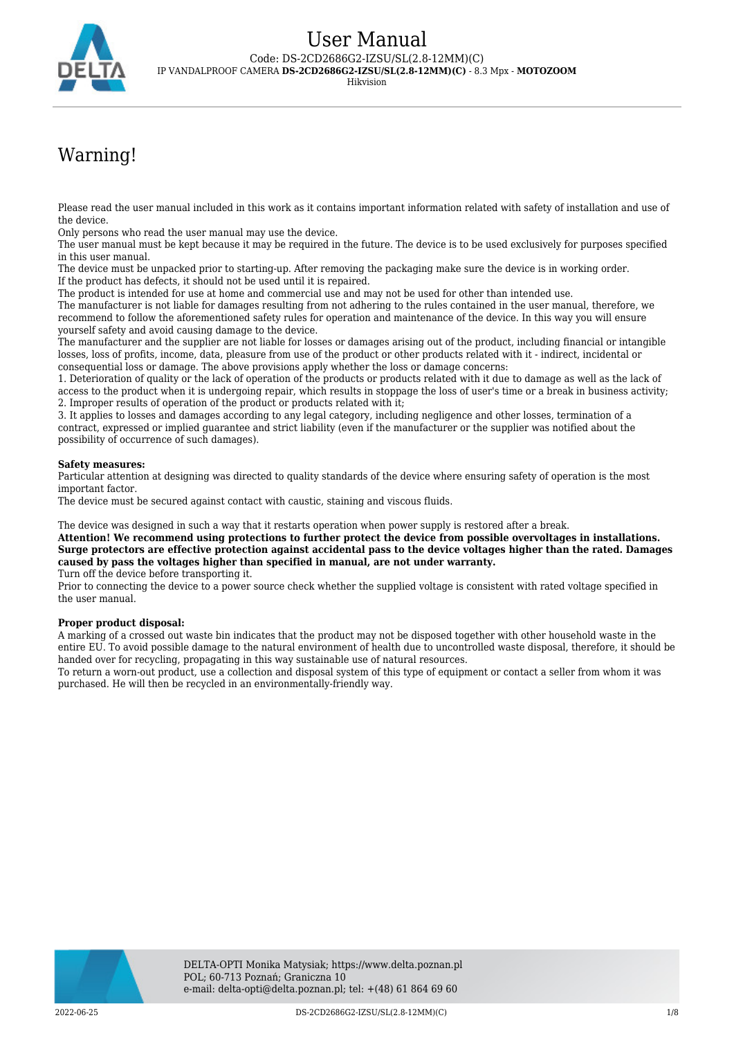# User Manual

Code: DS-2CD2686G2-IZSU/SL(2.8-12MM)(C)

IP VANDALPROOF CAMERA **DS-2CD2686G2-IZSU/SL(2.8-12MM)(C)** - 8.3 Mpx - **MOTOZOOM**

Hikvision

## Warning!

Please read the user manual included in this work as it contains important information related with safety of installation and use of the device.
Only persons who read the user manual may use the device.
The user manual must be kept because it may be required in the future. The device is to be used exclusively for purposes specified in this user manual.
The device must be unpacked prior to starting-up. After removing the packaging make sure the device is in working order.
If the product has defects, it should not be used until it is repaired.
The product is intended for use at home and commercial use and may not be used for other than intended use.
The manufacturer is not liable for damages resulting from not adhering to the rules contained in the user manual, therefore, we recommend to follow the aforementioned safety rules for operation and maintenance of the device. In this way you will ensure yourself safety and avoid causing damage to the device.
The manufacturer and the supplier are not liable for losses or damages arising out of the product, including financial or intangible losses, loss of profits, income, data, pleasure from use of the product or other products related with it - indirect, incidental or consequential loss or damage. The above provisions apply whether the loss or damage concerns:
1. Deterioration of quality or the lack of operation of the products or products related with it due to damage as well as the lack of access to the product when it is undergoing repair, which results in stoppage the loss of user's time or a break in business activity;
2. Improper results of operation of the product or products related with it;
3. It applies to losses and damages according to any legal category, including negligence and other losses, termination of a contract, expressed or implied guarantee and strict liability (even if the manufacturer or the supplier was notified about the possibility of occurrence of such damages).

**Safety measures:**
Particular attention at designing was directed to quality standards of the device where ensuring safety of operation is the most important factor.
The device must be secured against contact with caustic, staining and viscous fluids.

The device was designed in such a way that it restarts operation when power supply is restored after a break.
**Attention! We recommend using protections to further protect the device from possible overvoltages in installations. Surge protectors are effective protection against accidental pass to the device voltages higher than the rated. Damages caused by pass the voltages higher than specified in manual, are not under warranty.**
Turn off the device before transporting it.
Prior to connecting the device to a power source check whether the supplied voltage is consistent with rated voltage specified in the user manual.

**Proper product disposal:**
A marking of a crossed out waste bin indicates that the product may not be disposed together with other household waste in the entire EU. To avoid possible damage to the natural environment of health due to uncontrolled waste disposal, therefore, it should be handed over for recycling, propagating in this way sustainable use of natural resources.
To return a worn-out product, use a collection and disposal system of this type of equipment or contact a seller from whom it was purchased. He will then be recycled in an environmentally-friendly way.

DELTA-OPTI Monika Matysiak; https://www.delta.poznan.pl
POL; 60-713 Poznań; Graniczna 10
e-mail: delta-opti@delta.poznan.pl; tel: +(48) 61 864 69 60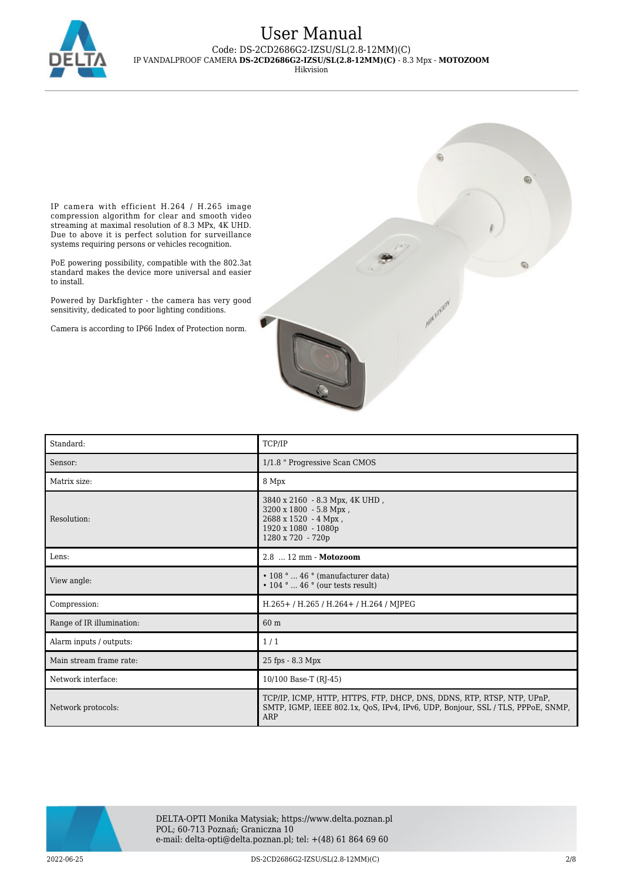IP camera with efficient H.264 / H.265 image compression algorithm for clear and smooth video streaming at maximal resolution of 8.3 MPx, 4K UHD. Due to above it is perfect solution for surveillance systems requiring persons or vehicles recognition.

PoE powering possibility, compatible with the 802.3at standard makes the device more universal and easier to install.

Powered by Darkfighter - the camera has very good sensitivity, dedicated to poor lighting conditions.

Camera is according to IP66 Index of Protection norm.

| | |
|---|---|
| Standard: | TCP/IP |
| Sensor: | 1/1.8 " Progressive Scan CMOS |
| Matrix size: | 8 Mpx |
| Resolution: | 3840 x 2160 - 8.3 Mpx, 4K UHD ,<br>3200 x 1800 - 5.8 Mpx ,<br>2688 x 1520 - 4 Mpx ,<br>1920 x 1080 - 1080p<br>1280 x 720 - 720p |
| Lens: | 2.8 ... 12 mm - **Motozoom** |
| View angle: | • 108 ° ... 46 ° (manufacturer data)<br>• 104 ° ... 46 ° (our tests result) |
| Compression: | H.265+ / H.265 / H.264+ / H.264 / MJPEG |
| Range of IR illumination: | 60 m |
| Alarm inputs / outputs: | 1 / 1 |
| Main stream frame rate: | 25 fps - 8.3 Mpx |
| Network interface: | 10/100 Base-T (RJ-45) |
| Network protocols: | TCP/IP, ICMP, HTTP, HTTPS, FTP, DHCP, DNS, DDNS, RTP, RTSP, NTP, UPnP, SMTP, IGMP, IEEE 802.1x, QoS, IPv4, IPv6, UDP, Bonjour, SSL / TLS, PPPoE, SNMP, ARP |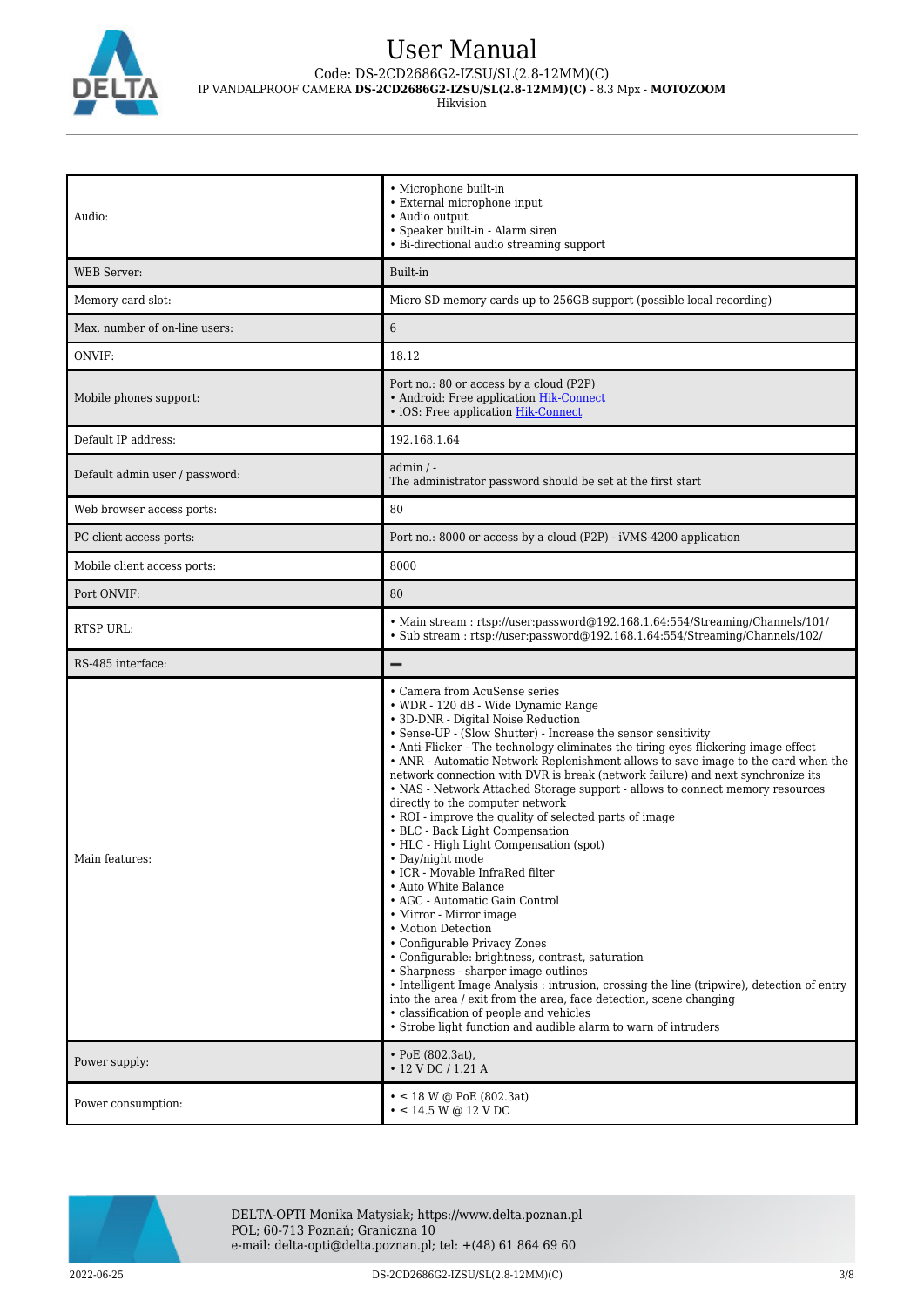| | |
|---|---|
| Audio: | • Microphone built-in<br>• External microphone input<br>• Audio output<br>• Speaker built-in - Alarm siren<br>• Bi-directional audio streaming support |
| WEB Server: | Built-in |
| Memory card slot: | Micro SD memory cards up to 256GB support (possible local recording) |
| Max. number of on-line users: | 6 |
| ONVIF: | 18.12 |
| Mobile phones support: | Port no.: 80 or access by a cloud (P2P)<br>• Android: Free application Hik-Connect<br>• iOS: Free application Hik-Connect |
| Default IP address: | 192.168.1.64 |
| Default admin user / password: | admin / -<br>The administrator password should be set at the first start |
| Web browser access ports: | 80 |
| PC client access ports: | Port no.: 8000 or access by a cloud (P2P) - iVMS-4200 application |
| Mobile client access ports: | 8000 |
| Port ONVIF: | 80 |
| RTSP URL: | • Main stream : rtsp://user:password@192.168.1.64:554/Streaming/Channels/101/<br>• Sub stream : rtsp://user:password@192.168.1.64:554/Streaming/Channels/102/ |
| RS-485 interface: | — |
| Main features: | • Camera from AcuSense series<br>• WDR - 120 dB - Wide Dynamic Range<br>• 3D-DNR - Digital Noise Reduction<br>• Sense-UP - (Slow Shutter) - Increase the sensor sensitivity<br>• Anti-Flicker - The technology eliminates the tiring eyes flickering image effect<br>• ANR - Automatic Network Replenishment allows to save image to the card when the network connection with DVR is break (network failure) and next synchronize its<br>• NAS - Network Attached Storage support - allows to connect memory resources directly to the computer network<br>• ROI - improve the quality of selected parts of image<br>• BLC - Back Light Compensation<br>• HLC - High Light Compensation (spot)<br>• Day/night mode<br>• ICR - Movable InfraRed filter<br>• Auto White Balance<br>• AGC - Automatic Gain Control<br>• Mirror - Mirror image<br>• Motion Detection<br>• Configurable Privacy Zones<br>• Configurable: brightness, contrast, saturation<br>• Sharpness - sharper image outlines<br>• Intelligent Image Analysis : intrusion, crossing the line (tripwire), detection of entry into the area / exit from the area, face detection, scene changing<br>• classification of people and vehicles<br>• Strobe light function and audible alarm to warn of intruders |
| Power supply: | • PoE (802.3at),<br>• 12 V DC / 1.21 A |
| Power consumption: | • ≤ 18 W @ PoE (802.3at)<br>• ≤ 14.5 W @ 12 V DC |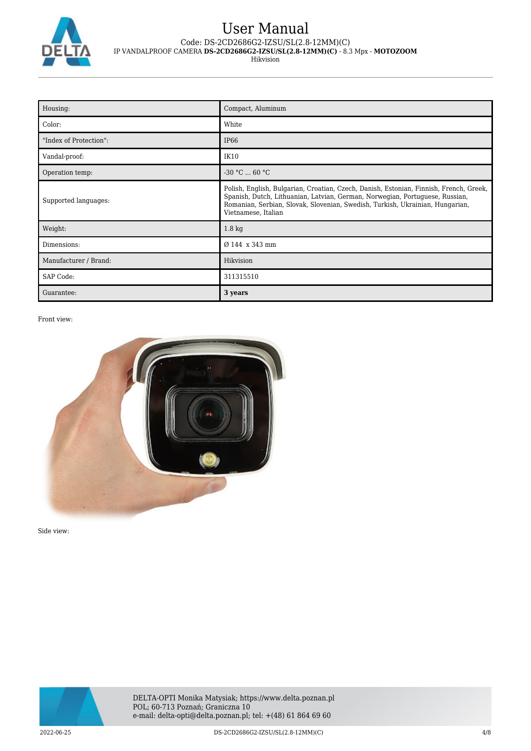| Housing: | Compact, Aluminum |
|---|---|
| Color: | White |
| "Index of Protection": | IP66 |
| Vandal-proof: | IK10 |
| Operation temp: | -30 °C ... 60 °C |
| Supported languages: | Polish, English, Bulgarian, Croatian, Czech, Danish, Estonian, Finnish, French, Greek, Spanish, Dutch, Lithuanian, Latvian, German, Norwegian, Portuguese, Russian, Romanian, Serbian, Slovak, Slovenian, Swedish, Turkish, Ukrainian, Hungarian, Vietnamese, Italian |
| Weight: | 1.8 kg |
| Dimensions: | Ø 144 x 343 mm |
| Manufacturer / Brand: | Hikvision |
| SAP Code: | 311315510 |
| Guarantee: | **3 years** |

Front view:

Side view: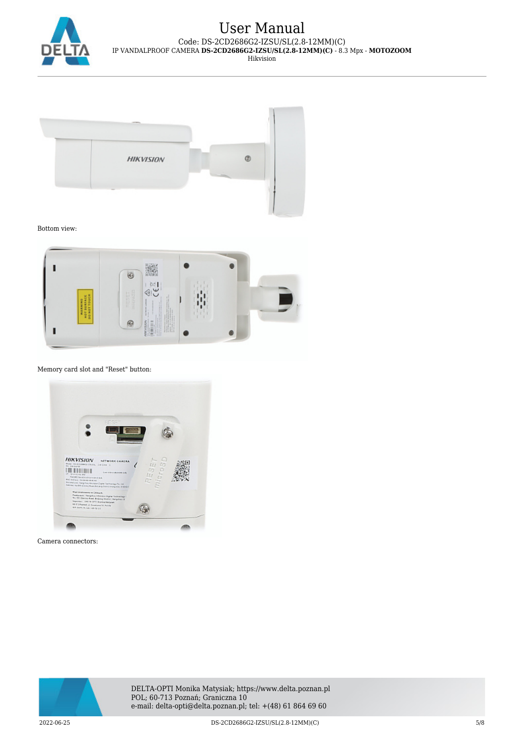Bottom view:

Memory card slot and "Reset" button:

Camera connectors: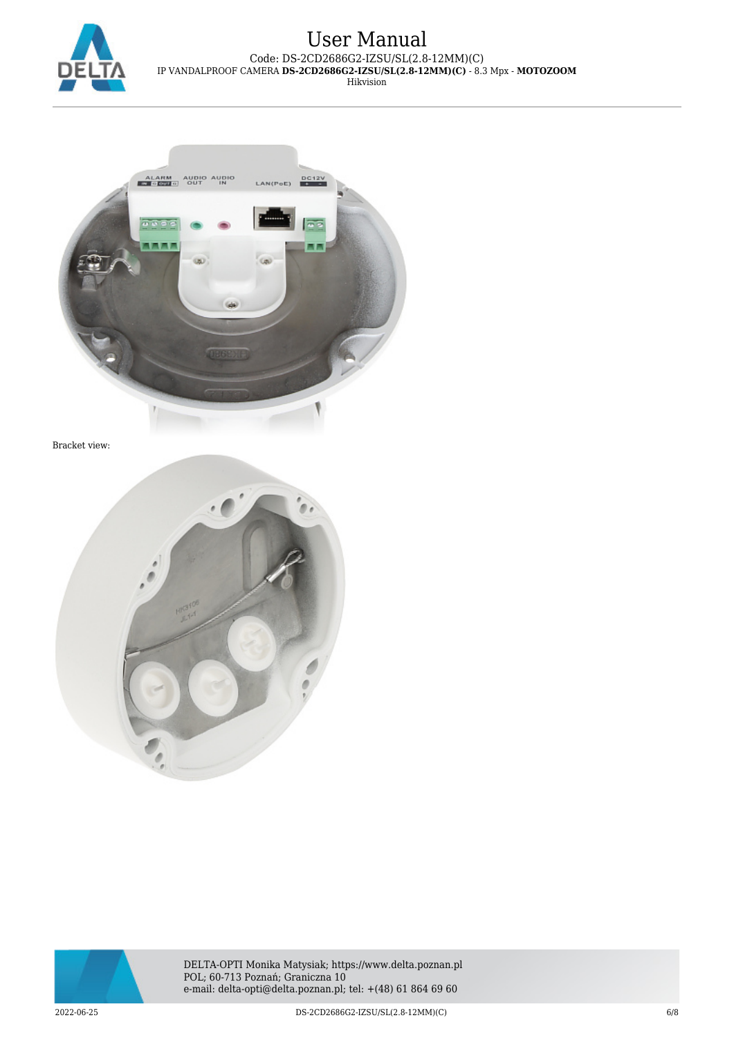Bracket view: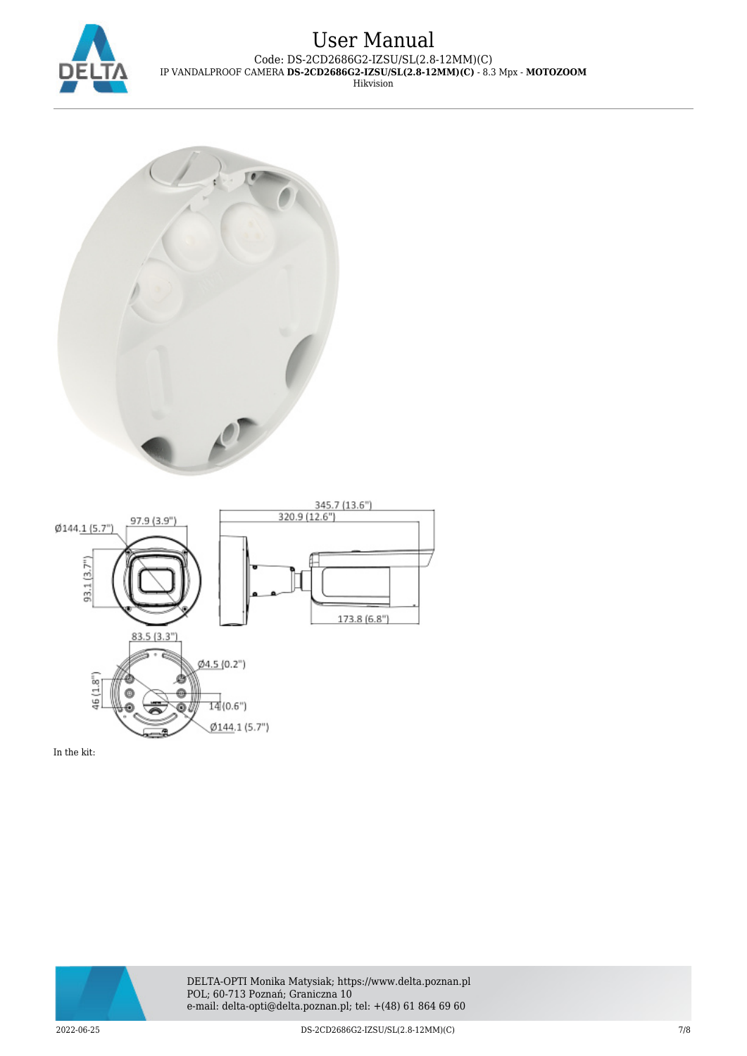In the kit: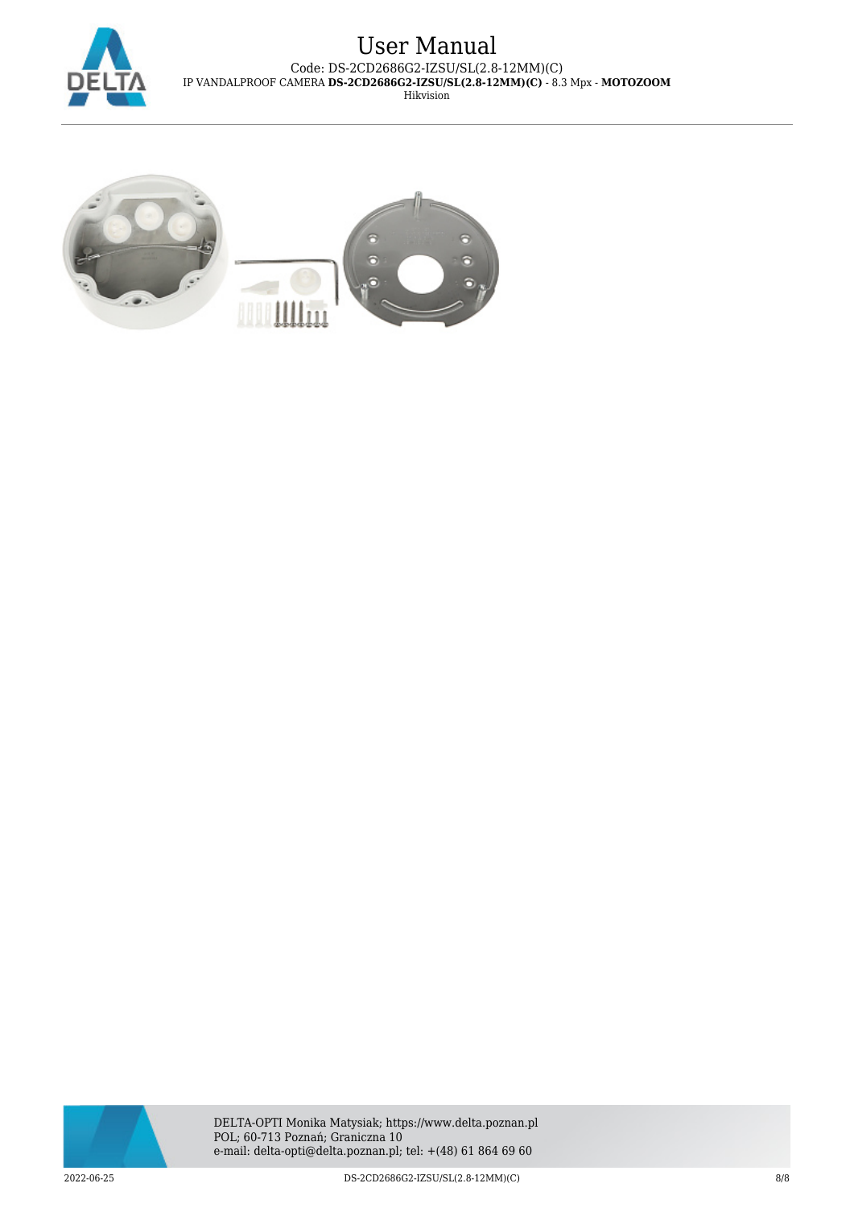DELTA-OPTI Monika Matysiak; https://www.delta.poznan.pl
POL; 60-713 Poznań; Graniczna 10
e-mail: delta-opti@delta.poznan.pl; tel: +(48) 61 864 69 60